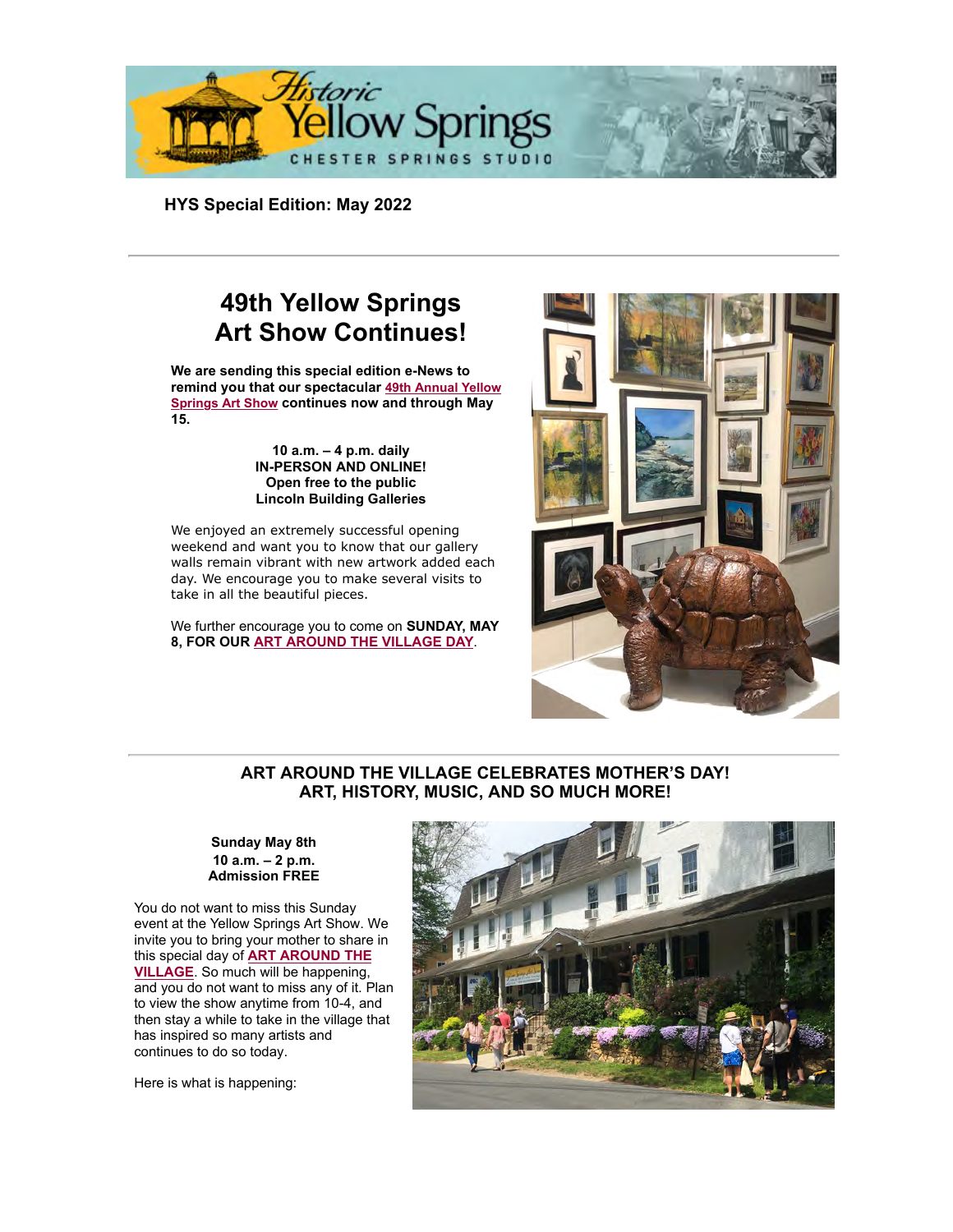**HYS Special Edition: May 2022**

---

# 49th Yellow Springs Art Show Continues!

**We are sending this special edition e-News to remind you that our spectacular 49th Annual Yellow Springs Art Show continues now and through May 15.**

**10 a.m. – 4 p.m. daily**
**IN-PERSON AND ONLINE!**
**Open free to the public**
**Lincoln Building Galleries**

We enjoyed an extremely successful opening weekend and want you to know that our gallery walls remain vibrant with new artwork added each day. We encourage you to make several visits to take in all the beautiful pieces.

We further encourage you to come on **SUNDAY, MAY 8, FOR OUR ART AROUND THE VILLAGE DAY**.

---

## ART AROUND THE VILLAGE CELEBRATES MOTHER'S DAY! ART, HISTORY, MUSIC, AND SO MUCH MORE!

**Sunday May 8th**
**10 a.m. – 2 p.m.**
**Admission FREE**

You do not want to miss this Sunday event at the Yellow Springs Art Show. We invite you to bring your mother to share in this special day of **ART AROUND THE VILLAGE**. So much will be happening, and you do not want to miss any of it. Plan to view the show anytime from 10-4, and then stay a while to take in the village that has inspired so many artists and continues to do so today.

Here is what is happening: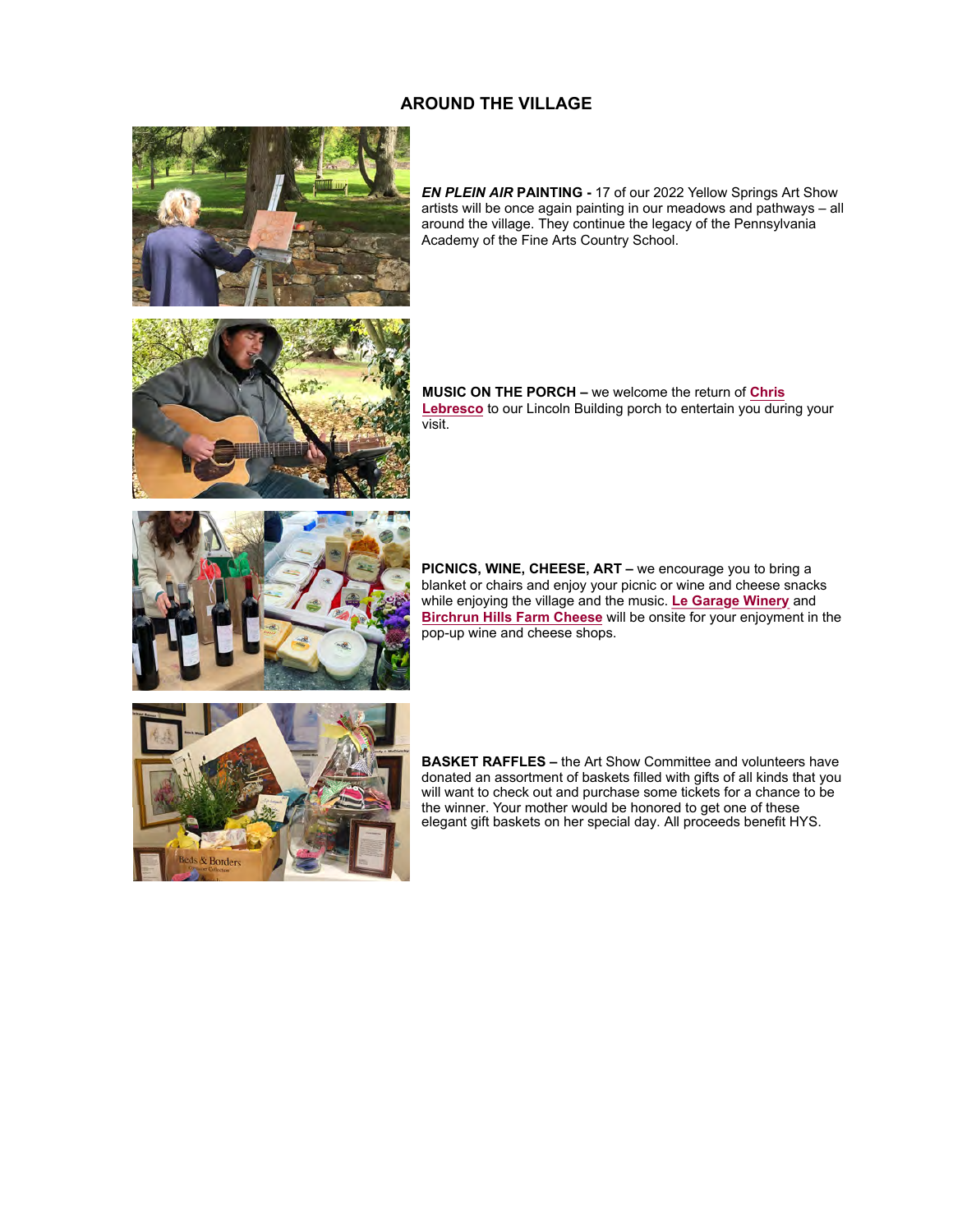## AROUND THE VILLAGE

***EN PLEIN AIR* PAINTING -** 17 of our 2022 Yellow Springs Art Show artists will be once again painting in our meadows and pathways – all around the village. They continue the legacy of the Pennsylvania Academy of the Fine Arts Country School.

**MUSIC ON THE PORCH –** we welcome the return of **Chris Lebresco** to our Lincoln Building porch to entertain you during your visit.

**PICNICS, WINE, CHEESE, ART –** we encourage you to bring a blanket or chairs and enjoy your picnic or wine and cheese snacks while enjoying the village and the music. **Le Garage Winery** and **Birchrun Hills Farm Cheese** will be onsite for your enjoyment in the pop-up wine and cheese shops.

**BASKET RAFFLES –** the Art Show Committee and volunteers have donated an assortment of baskets filled with gifts of all kinds that you will want to check out and purchase some tickets for a chance to be the winner. Your mother would be honored to get one of these elegant gift baskets on her special day. All proceeds benefit HYS.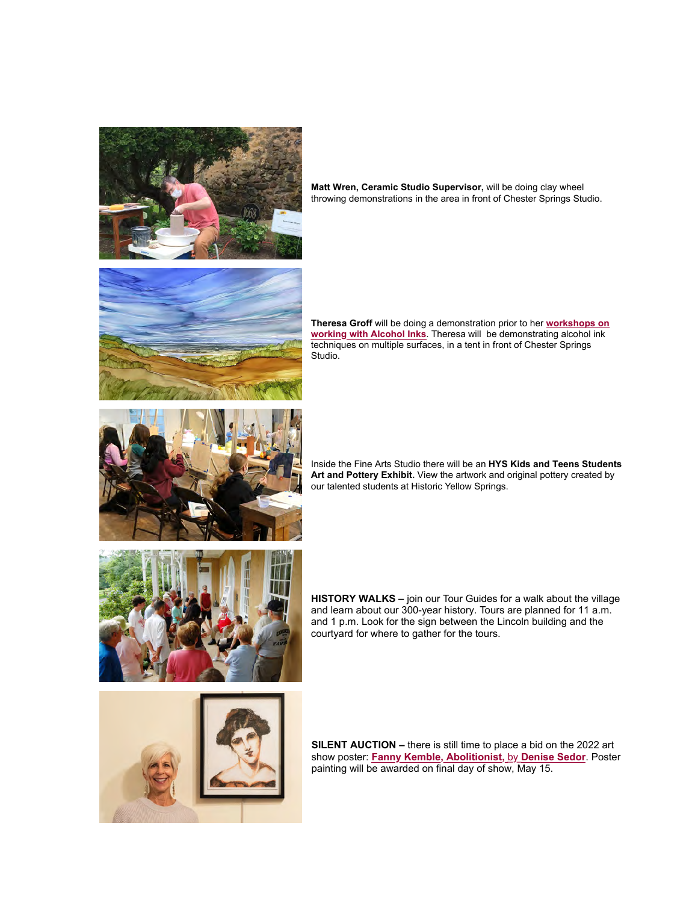**Matt Wren, Ceramic Studio Supervisor,** will be doing clay wheel throwing demonstrations in the area in front of Chester Springs Studio.

**Theresa Groff** will be doing a demonstration prior to her **workshops on working with Alcohol Inks**. Theresa will be demonstrating alcohol ink techniques on multiple surfaces, in a tent in front of Chester Springs Studio.

Inside the Fine Arts Studio there will be an **HYS Kids and Teens Students Art and Pottery Exhibit.** View the artwork and original pottery created by our talented students at Historic Yellow Springs.

**HISTORY WALKS –** join our Tour Guides for a walk about the village and learn about our 300-year history. Tours are planned for 11 a.m. and 1 p.m. Look for the sign between the Lincoln building and the courtyard for where to gather for the tours.

**SILENT AUCTION –** there is still time to place a bid on the 2022 art show poster: **Fanny Kemble, Abolitionist,** by **Denise Sedor**. Poster painting will be awarded on final day of show, May 15.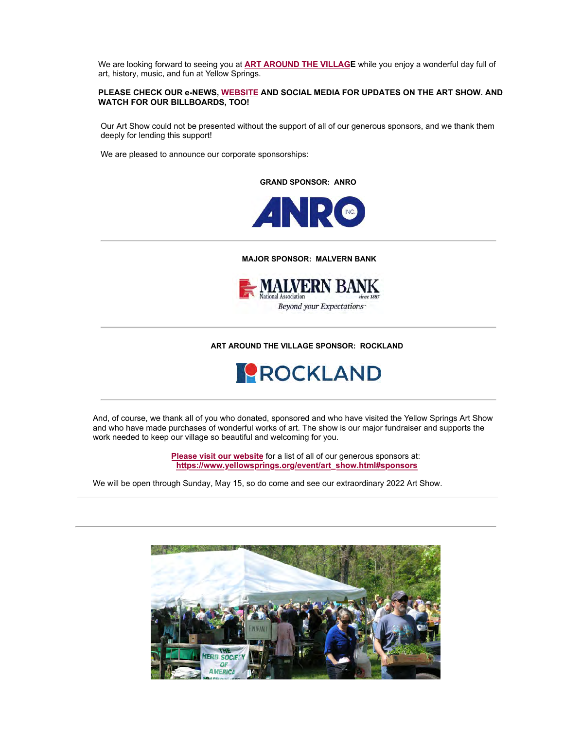We are looking forward to seeing you at **ART AROUND THE VILLAGE** while you enjoy a wonderful day full of art, history, music, and fun at Yellow Springs.

**PLEASE CHECK OUR e-NEWS, WEBSITE AND SOCIAL MEDIA FOR UPDATES ON THE ART SHOW. AND WATCH FOR OUR BILLBOARDS, TOO!**

Our Art Show could not be presented without the support of all of our generous sponsors, and we thank them deeply for lending this support!

We are pleased to announce our corporate sponsorships:

**GRAND SPONSOR: ANRO**

---

**MAJOR SPONSOR: MALVERN BANK**

---

**ART AROUND THE VILLAGE SPONSOR: ROCKLAND**

---

And, of course, we thank all of you who donated, sponsored and who have visited the Yellow Springs Art Show and who have made purchases of wonderful works of art. The show is our major fundraiser and supports the work needed to keep our village so beautiful and welcoming for you.

**Please visit our website** for a list of all of our generous sponsors at:
**https://www.yellowsprings.org/event/art_show.html#sponsors**

We will be open through Sunday, May 15, so do come and see our extraordinary 2022 Art Show.

---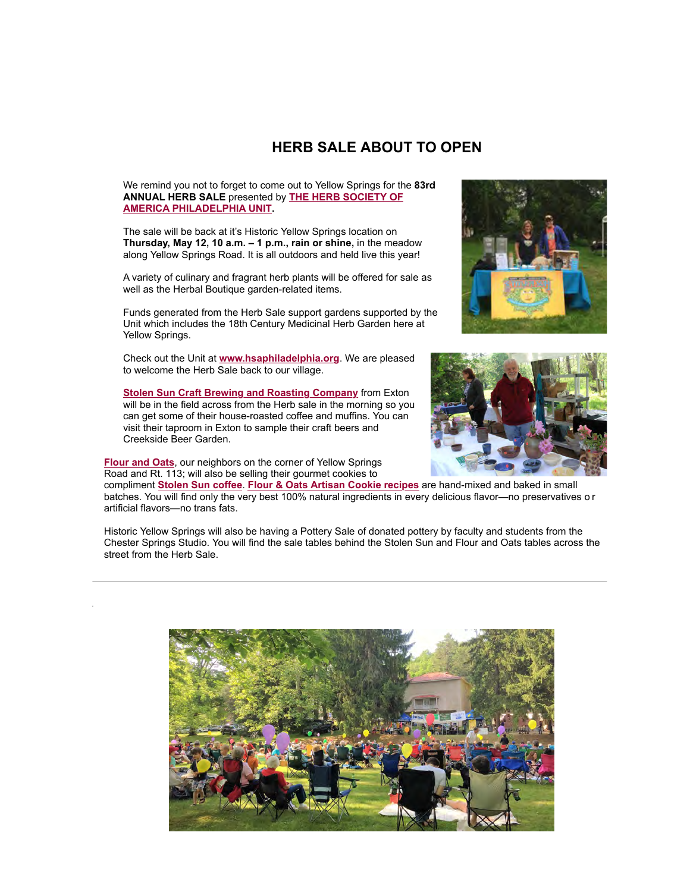# HERB SALE ABOUT TO OPEN

We remind you not to forget to come out to Yellow Springs for the **83rd ANNUAL HERB SALE** presented by **THE HERB SOCIETY OF AMERICA PHILADELPHIA UNIT.**

The sale will be back at it's Historic Yellow Springs location on **Thursday, May 12, 10 a.m. – 1 p.m., rain or shine,** in the meadow along Yellow Springs Road. It is all outdoors and held live this year!

A variety of culinary and fragrant herb plants will be offered for sale as well as the Herbal Boutique garden-related items.

Funds generated from the Herb Sale support gardens supported by the Unit which includes the 18th Century Medicinal Herb Garden here at Yellow Springs.

Check out the Unit at **www.hsaphiladelphia.org**. We are pleased to welcome the Herb Sale back to our village.

**Stolen Sun Craft Brewing and Roasting Company** from Exton will be in the field across from the Herb sale in the morning so you can get some of their house-roasted coffee and muffins. You can visit their taproom in Exton to sample their craft beers and Creekside Beer Garden.

**Flour and Oats**, our neighbors on the corner of Yellow Springs Road and Rt. 113; will also be selling their gourmet cookies to compliment **Stolen Sun coffee**. **Flour & Oats Artisan Cookie recipes** are hand-mixed and baked in small batches. You will find only the very best 100% natural ingredients in every delicious flavor—no preservatives or artificial flavors—no trans fats.

Historic Yellow Springs will also be having a Pottery Sale of donated pottery by faculty and students from the Chester Springs Studio. You will find the sale tables behind the Stolen Sun and Flour and Oats tables across the street from the Herb Sale.

---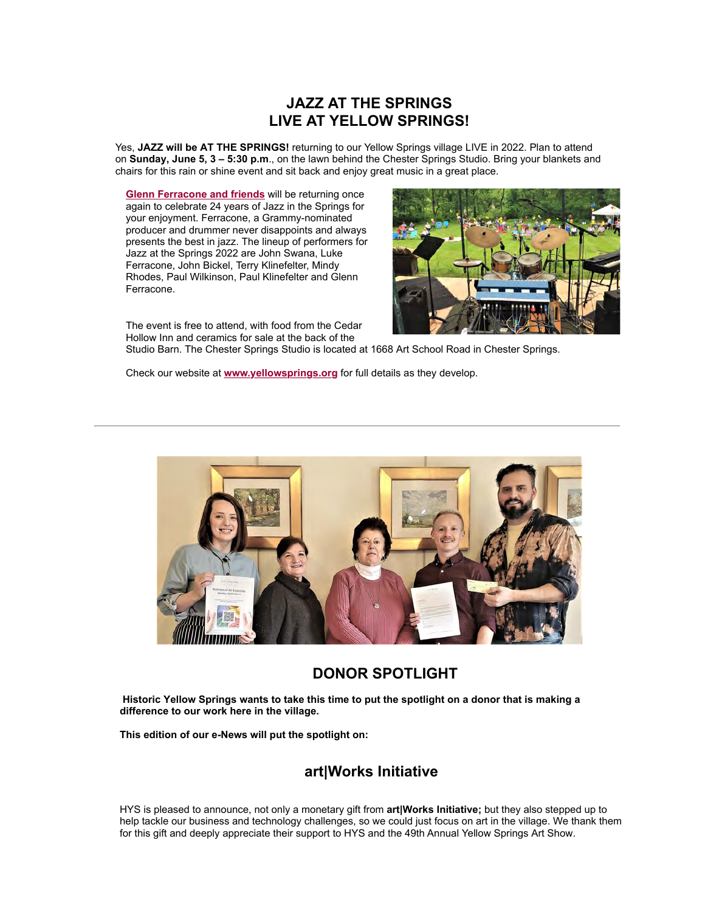## JAZZ AT THE SPRINGS
## LIVE AT YELLOW SPRINGS!

Yes, **JAZZ will be AT THE SPRINGS!** returning to our Yellow Springs village LIVE in 2022. Plan to attend on **Sunday, June 5, 3 – 5:30 p.m**., on the lawn behind the Chester Springs Studio. Bring your blankets and chairs for this rain or shine event and sit back and enjoy great music in a great place.

**Glenn Ferracone and friends** will be returning once again to celebrate 24 years of Jazz in the Springs for your enjoyment. Ferracone, a Grammy-nominated producer and drummer never disappoints and always presents the best in jazz. The lineup of performers for Jazz at the Springs 2022 are John Swana, Luke Ferracone, John Bickel, Terry Klinefelter, Mindy Rhodes, Paul Wilkinson, Paul Klinefelter and Glenn Ferracone.

The event is free to attend, with food from the Cedar Hollow Inn and ceramics for sale at the back of the Studio Barn. The Chester Springs Studio is located at 1668 Art School Road in Chester Springs.

Check our website at **www.yellowsprings.org** for full details as they develop.

---

## DONOR SPOTLIGHT

**Historic Yellow Springs wants to take this time to put the spotlight on a donor that is making a difference to our work here in the village.**

**This edition of our e-News will put the spotlight on:**

## art|Works Initiative

HYS is pleased to announce, not only a monetary gift from **art|Works Initiative;** but they also stepped up to help tackle our business and technology challenges, so we could just focus on art in the village. We thank them for this gift and deeply appreciate their support to HYS and the 49th Annual Yellow Springs Art Show.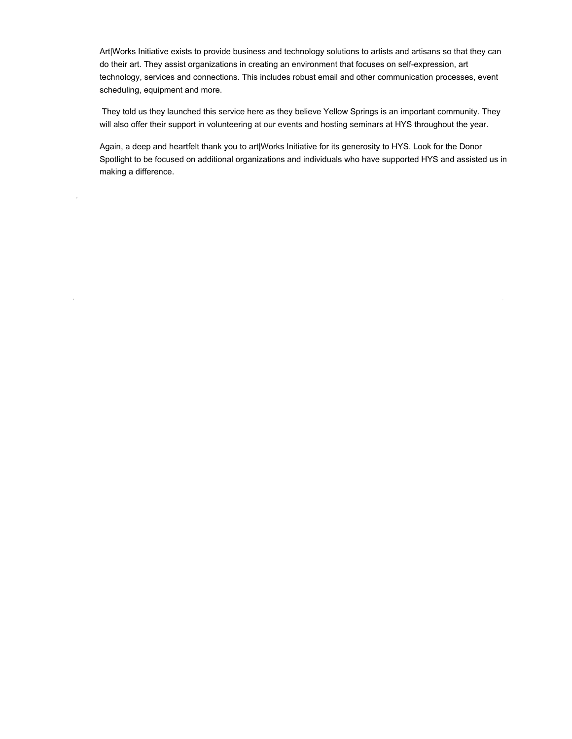Art|Works Initiative exists to provide business and technology solutions to artists and artisans so that they can do their art. They assist organizations in creating an environment that focuses on self-expression, art technology, services and connections. This includes robust email and other communication processes, event scheduling, equipment and more.

They told us they launched this service here as they believe Yellow Springs is an important community. They will also offer their support in volunteering at our events and hosting seminars at HYS throughout the year.

Again, a deep and heartfelt thank you to art|Works Initiative for its generosity to HYS. Look for the Donor Spotlight to be focused on additional organizations and individuals who have supported HYS and assisted us in making a difference.